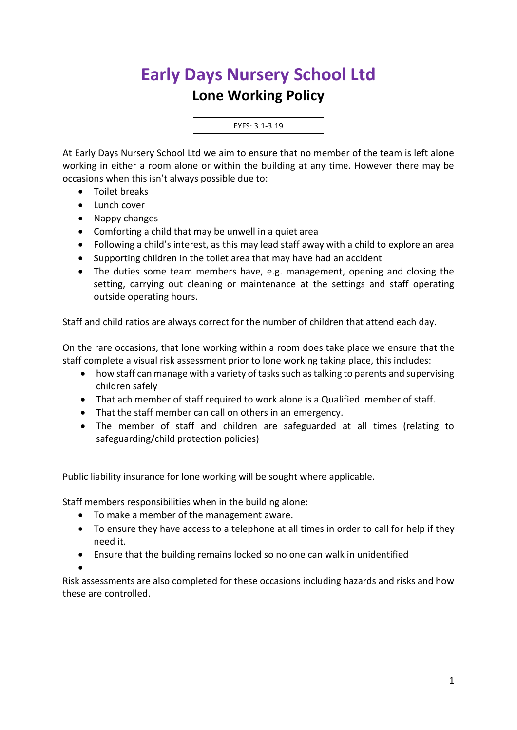# Early Days Nursery School Ltd

## Lone Working Policy

EYFS: 3.1-3.19

At Early Days Nursery School Ltd we aim to ensure that no member of the team is left alone working in either a room alone or within the building at any time. However there may be occasions when this isn't always possible due to:

- Toilet breaks
- Lunch cover
- Nappy changes
- Comforting a child that may be unwell in a quiet area
- Following a child's interest, as this may lead staff away with a child to explore an area
- Supporting children in the toilet area that may have had an accident
- The duties some team members have, e.g. management, opening and closing the setting, carrying out cleaning or maintenance at the settings and staff operating outside operating hours.

Staff and child ratios are always correct for the number of children that attend each day.

On the rare occasions, that lone working within a room does take place we ensure that the staff complete a visual risk assessment prior to lone working taking place, this includes:

- how staff can manage with a variety of tasks such as talking to parents and supervising children safely
- That ach member of staff required to work alone is a Qualified member of staff.
- That the staff member can call on others in an emergency.
- The member of staff and children are safeguarded at all times (relating to safeguarding/child protection policies)

Public liability insurance for lone working will be sought where applicable.

Staff members responsibilities when in the building alone:

- To make a member of the management aware.
- To ensure they have access to a telephone at all times in order to call for help if they need it.
- Ensure that the building remains locked so no one can walk in unidentified
- 

Risk assessments are also completed for these occasions including hazards and risks and how these are controlled.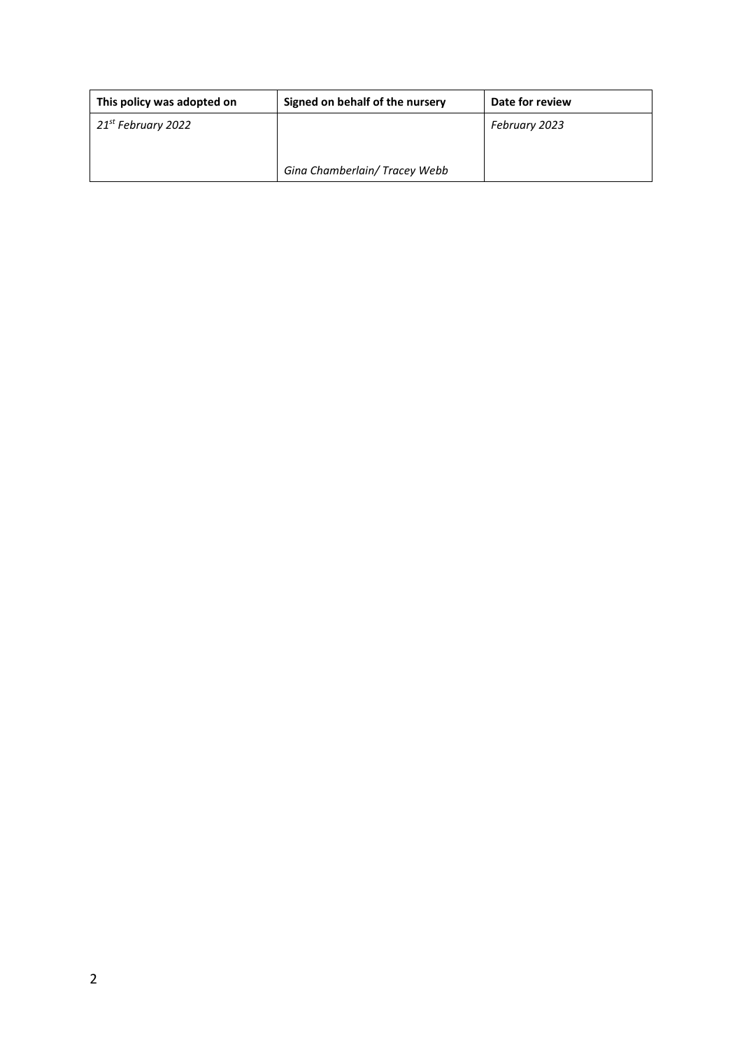| **This policy was adopted on** | **Signed on behalf of the nursery** | **Date for review** |
| --- | --- | --- |
| *21st February 2022* | *Gina Chamberlain/ Tracey Webb* | *February 2023* |